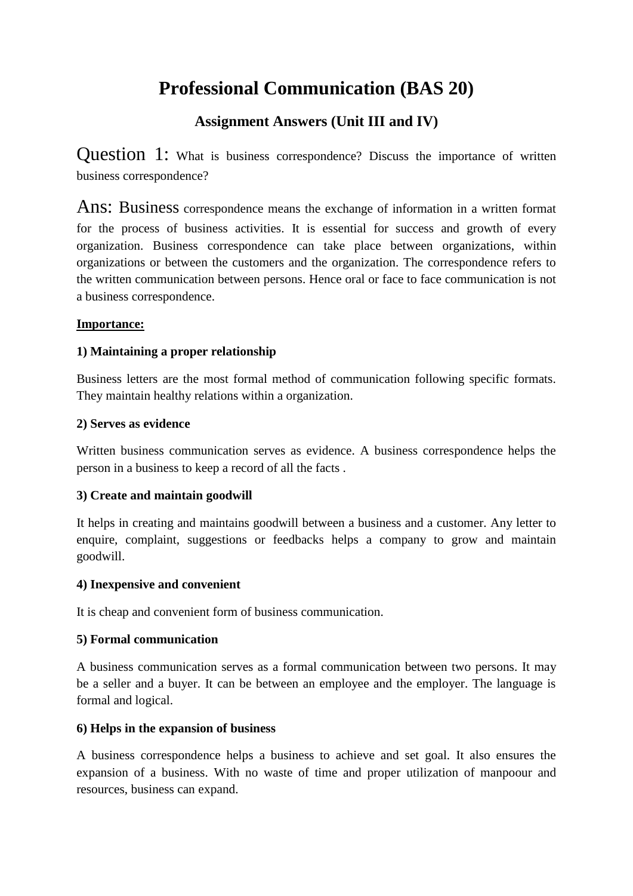# Professional Communication (BAS 20)

## Assignment Answers (Unit III and IV)

Question 1: What is business correspondence? Discuss the importance of written business correspondence?

Ans: Business correspondence means the exchange of information in a written format for the process of business activities. It is essential for success and growth of every organization. Business correspondence can take place between organizations, within organizations or between the customers and the organization. The correspondence refers to the written communication between persons. Hence oral or face to face communication is not a business correspondence.

**<u>Importance:</u>**

**1) Maintaining a proper relationship**

Business letters are the most formal method of communication following specific formats. They maintain healthy relations within a organization.

**2) Serves as evidence**

Written business communication serves as evidence. A business correspondence helps the person in a business to keep a record of all the facts .

**3) Create and maintain goodwill**

It helps in creating and maintains goodwill between a business and a customer. Any letter to enquire, complaint, suggestions or feedbacks helps a company to grow and maintain goodwill.

**4) Inexpensive and convenient**

It is cheap and convenient form of business communication.

**5) Formal communication**

A business communication serves as a formal communication between two persons. It may be a seller and a buyer. It can be between an employee and the employer. The language is formal and logical.

**6) Helps in the expansion of business**

A business correspondence helps a business to achieve and set goal. It also ensures the expansion of a business. With no waste of time and proper utilization of manpoour and resources, business can expand.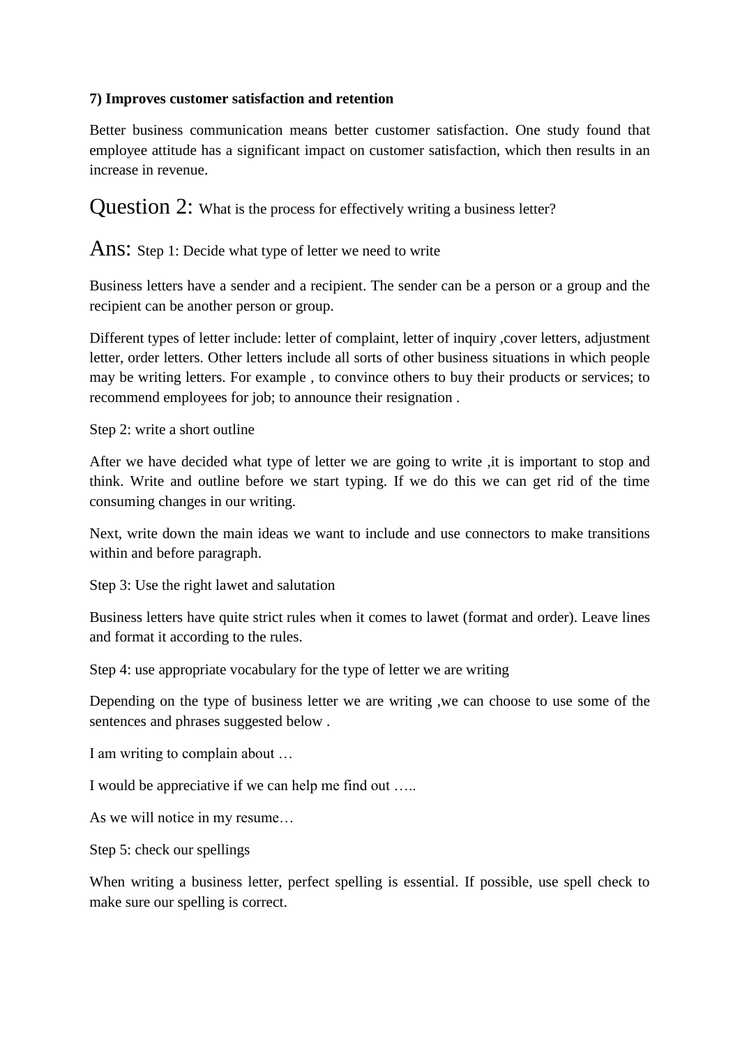**7) Improves customer satisfaction and retention**

Better business communication means better customer satisfaction. One study found that employee attitude has a significant impact on customer satisfaction, which then results in an increase in revenue.

## Question 2: What is the process for effectively writing a business letter?

Ans: Step 1: Decide what type of letter we need to write

Business letters have a sender and a recipient. The sender can be a person or a group and the recipient can be another person or group.

Different types of letter include: letter of complaint, letter of inquiry ,cover letters, adjustment letter, order letters. Other letters include all sorts of other business situations in which people may be writing letters. For example , to convince others to buy their products or services; to recommend employees for job; to announce their resignation .

Step 2: write a short outline

After we have decided what type of letter we are going to write ,it is important to stop and think. Write and outline before we start typing. If we do this we can get rid of the time consuming changes in our writing.

Next, write down the main ideas we want to include and use connectors to make transitions within and before paragraph.

Step 3: Use the right lawet and salutation

Business letters have quite strict rules when it comes to lawet (format and order). Leave lines and format it according to the rules.

Step 4: use appropriate vocabulary for the type of letter we are writing

Depending on the type of business letter we are writing ,we can choose to use some of the sentences and phrases suggested below .

I am writing to complain about …

I would be appreciative if we can help me find out …..

As we will notice in my resume…

Step 5: check our spellings

When writing a business letter, perfect spelling is essential. If possible, use spell check to make sure our spelling is correct.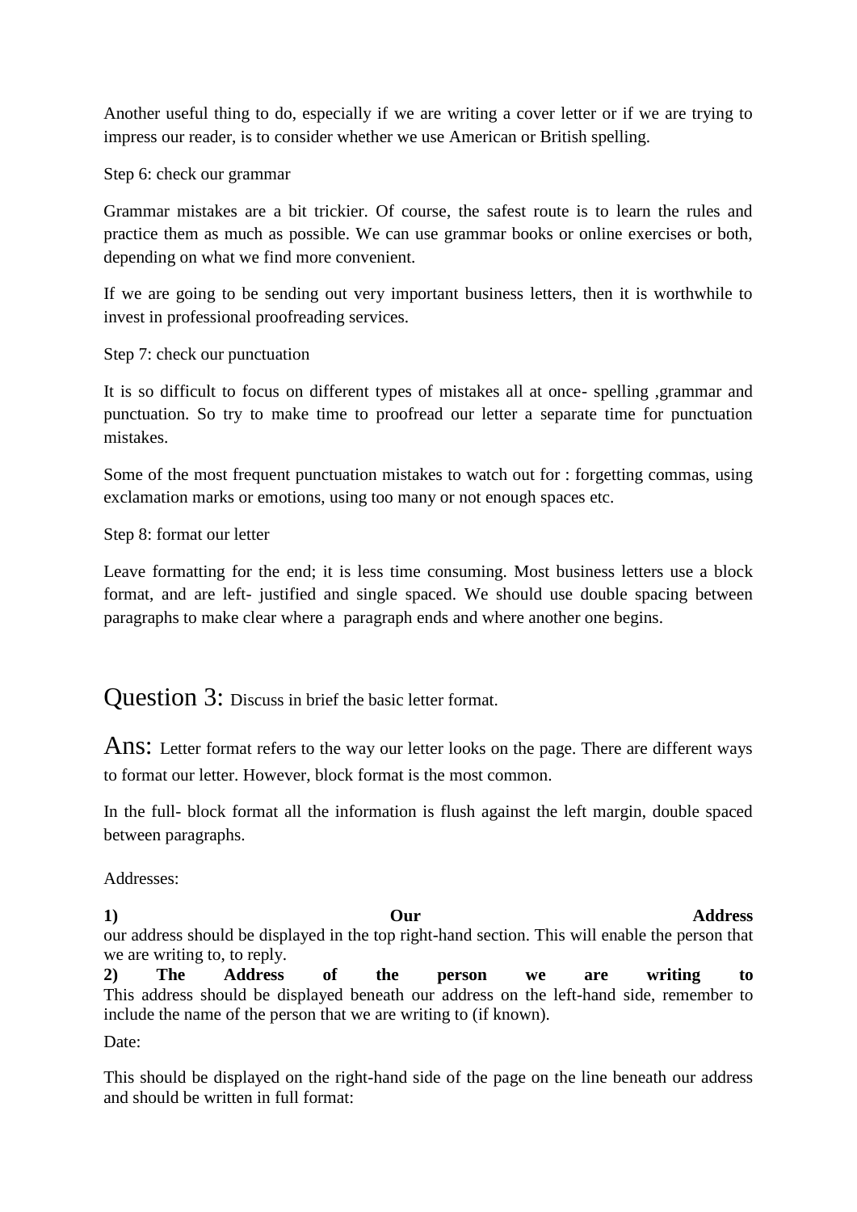Another useful thing to do, especially if we are writing a cover letter or if we are trying to impress our reader, is to consider whether we use American or British spelling.

Step 6: check our grammar

Grammar mistakes are a bit trickier. Of course, the safest route is to learn the rules and practice them as much as possible. We can use grammar books or online exercises or both, depending on what we find more convenient.

If we are going to be sending out very important business letters, then it is worthwhile to invest in professional proofreading services.

Step 7: check our punctuation

It is so difficult to focus on different types of mistakes all at once- spelling ,grammar and punctuation. So try to make time to proofread our letter a separate time for punctuation mistakes.

Some of the most frequent punctuation mistakes to watch out for : forgetting commas, using exclamation marks or emotions, using too many or not enough spaces etc.

Step 8: format our letter

Leave formatting for the end; it is less time consuming. Most business letters use a block format, and are left- justified and single spaced. We should use double spacing between paragraphs to make clear where a paragraph ends and where another one begins.

## Question 3: Discuss in brief the basic letter format.

Ans: Letter format refers to the way our letter looks on the page. There are different ways to format our letter. However, block format is the most common.

In the full- block format all the information is flush against the left margin, double spaced between paragraphs.

Addresses:

**1) Our Address**
our address should be displayed in the top right-hand section. This will enable the person that we are writing to, to reply.
**2) The Address of the person we are writing to**
This address should be displayed beneath our address on the left-hand side, remember to include the name of the person that we are writing to (if known).

Date:

This should be displayed on the right-hand side of the page on the line beneath our address and should be written in full format: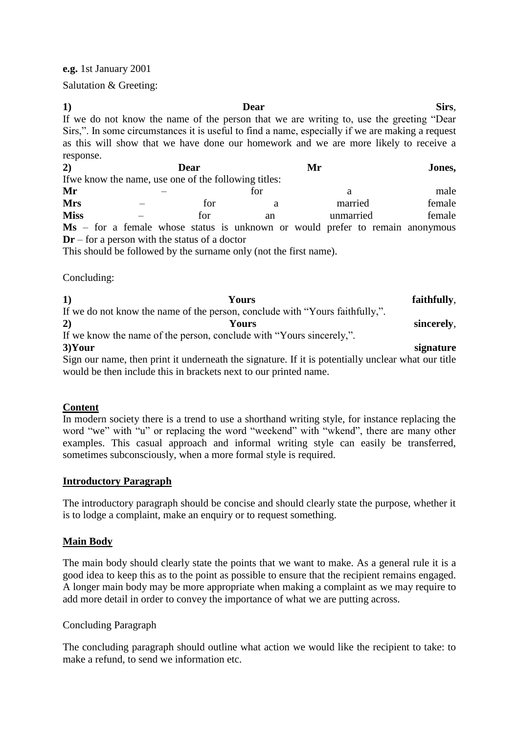**e.g.** 1st January 2001

Salutation & Greeting:

**1) Dear Sirs**,
If we do not know the name of the person that we are writing to, use the greeting "Dear Sirs,". In some circumstances it is useful to find a name, especially if we are making a request as this will show that we have done our homework and we are more likely to receive a response.

**2) Dear Mr Jones,**
Ifwe know the name, use one of the following titles:

**Mr** – for a male
**Mrs** – for a married female
**Miss** – for an unmarried female
**Ms** – for a female whose status is unknown or would prefer to remain anonymous
**Dr** – for a person with the status of a doctor

This should be followed by the surname only (not the first name).

Concluding:

**1) Yours faithfully**,
If we do not know the name of the person, conclude with "Yours faithfully,".

**2) Yours sincerely**,
If we know the name of the person, conclude with "Yours sincerely,".

**3)Your signature**
Sign our name, then print it underneath the signature. If it is potentially unclear what our title would be then include this in brackets next to our printed name.

**Content**

In modern society there is a trend to use a shorthand writing style, for instance replacing the word "we" with "u" or replacing the word "weekend" with "wkend", there are many other examples. This casual approach and informal writing style can easily be transferred, sometimes subconsciously, when a more formal style is required.

**Introductory Paragraph**

The introductory paragraph should be concise and should clearly state the purpose, whether it is to lodge a complaint, make an enquiry or to request something.

**Main Body**

The main body should clearly state the points that we want to make. As a general rule it is a good idea to keep this as to the point as possible to ensure that the recipient remains engaged. A longer main body may be more appropriate when making a complaint as we may require to add more detail in order to convey the importance of what we are putting across.

Concluding Paragraph

The concluding paragraph should outline what action we would like the recipient to take: to make a refund, to send we information etc.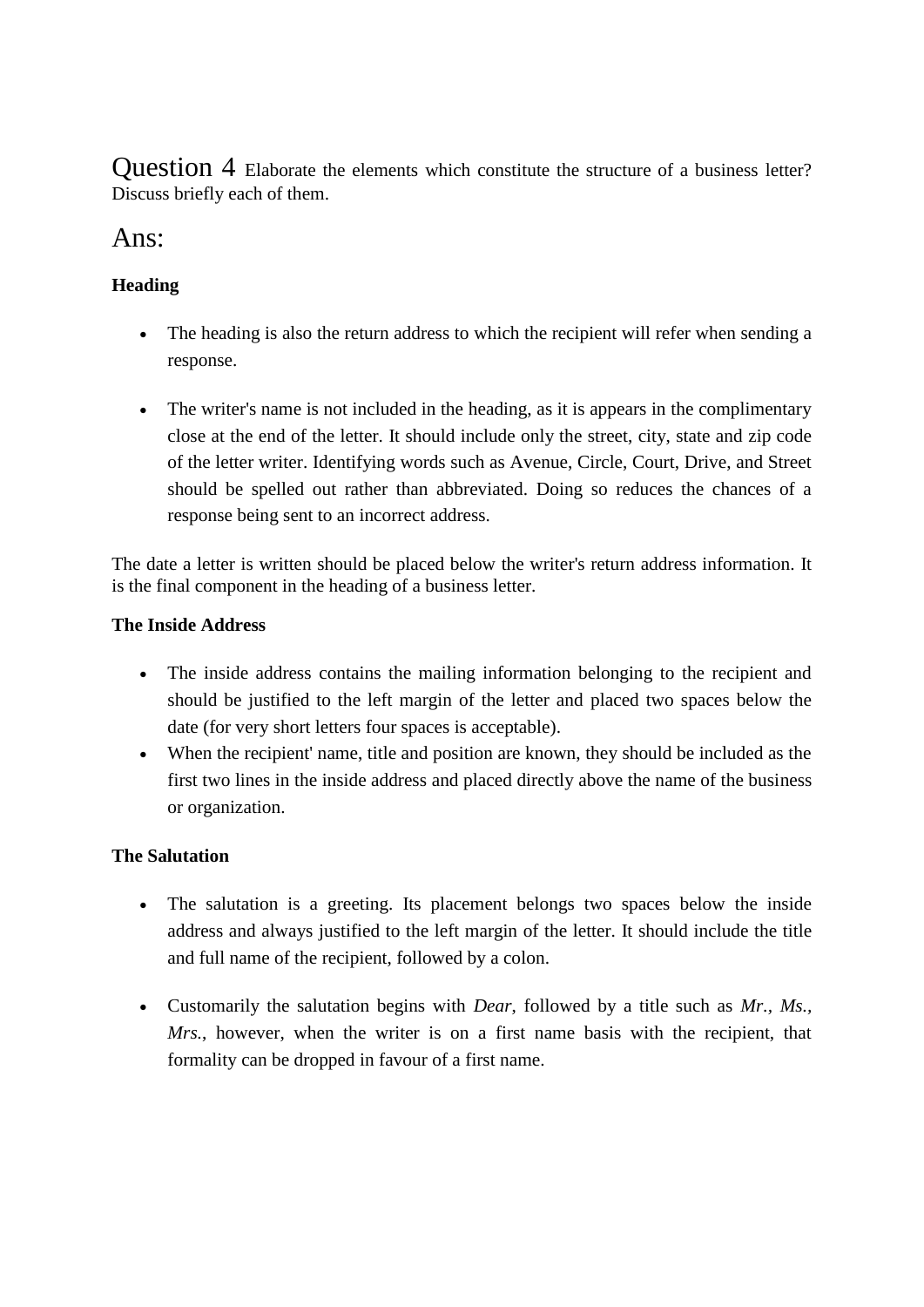Question 4 Elaborate the elements which constitute the structure of a business letter? Discuss briefly each of them.

Ans:

**Heading**

- The heading is also the return address to which the recipient will refer when sending a response.

- The writer's name is not included in the heading, as it is appears in the complimentary close at the end of the letter. It should include only the street, city, state and zip code of the letter writer. Identifying words such as Avenue, Circle, Court, Drive, and Street should be spelled out rather than abbreviated. Doing so reduces the chances of a response being sent to an incorrect address.

The date a letter is written should be placed below the writer's return address information. It is the final component in the heading of a business letter.

**The Inside Address**

- The inside address contains the mailing information belonging to the recipient and should be justified to the left margin of the letter and placed two spaces below the date (for very short letters four spaces is acceptable).
- When the recipient' name, title and position are known, they should be included as the first two lines in the inside address and placed directly above the name of the business or organization.

**The Salutation**

- The salutation is a greeting. Its placement belongs two spaces below the inside address and always justified to the left margin of the letter. It should include the title and full name of the recipient, followed by a colon.

- Customarily the salutation begins with *Dear*, followed by a title such as *Mr.*, *Ms.*, *Mrs.*, however, when the writer is on a first name basis with the recipient, that formality can be dropped in favour of a first name.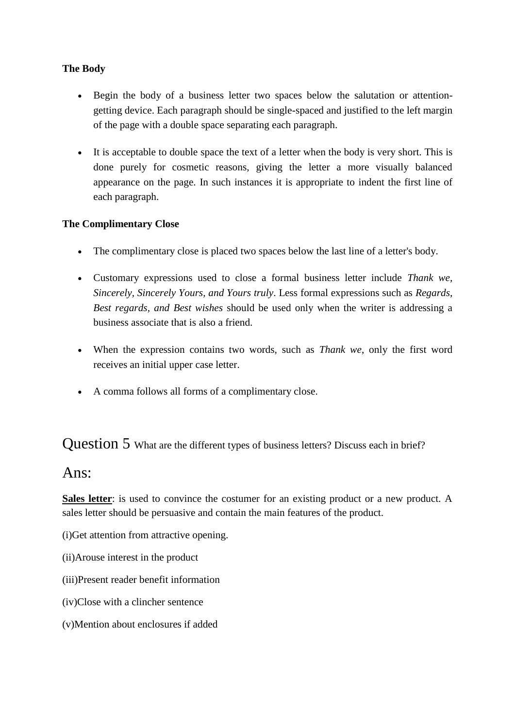**The Body**

- Begin the body of a business letter two spaces below the salutation or attention-getting device. Each paragraph should be single-spaced and justified to the left margin of the page with a double space separating each paragraph.

- It is acceptable to double space the text of a letter when the body is very short. This is done purely for cosmetic reasons, giving the letter a more visually balanced appearance on the page. In such instances it is appropriate to indent the first line of each paragraph.

**The Complimentary Close**

- The complimentary close is placed two spaces below the last line of a letter's body.

- Customary expressions used to close a formal business letter include *Thank we, Sincerely, Sincerely Yours, and Yours truly*. Less formal expressions such as *Regards, Best regards, and Best wishes* should be used only when the writer is addressing a business associate that is also a friend.

- When the expression contains two words, such as *Thank we*, only the first word receives an initial upper case letter.

- A comma follows all forms of a complimentary close.

## Question 5 What are the different types of business letters? Discuss each in brief?

## Ans:

**Sales letter**: is used to convince the costumer for an existing product or a new product. A sales letter should be persuasive and contain the main features of the product.

(i)Get attention from attractive opening.

(ii)Arouse interest in the product

(iii)Present reader benefit information

(iv)Close with a clincher sentence

(v)Mention about enclosures if added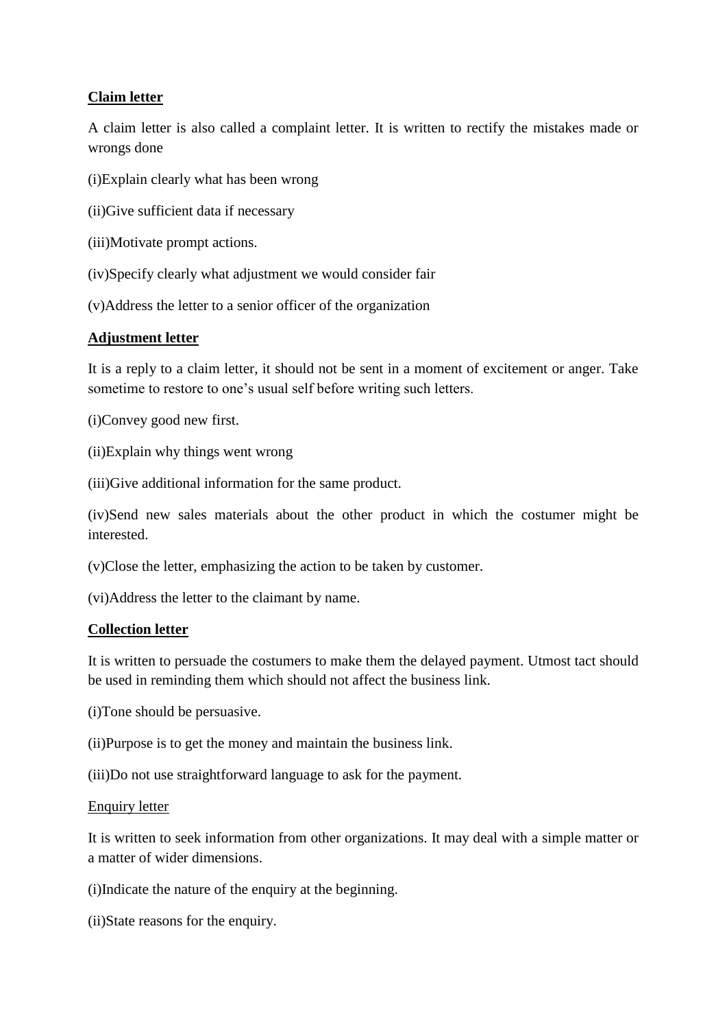**Claim letter**

A claim letter is also called a complaint letter. It is written to rectify the mistakes made or wrongs done

(i)Explain clearly what has been wrong

(ii)Give sufficient data if necessary

(iii)Motivate prompt actions.

(iv)Specify clearly what adjustment we would consider fair

(v)Address the letter to a senior officer of the organization

**Adjustment letter**

It is a reply to a claim letter, it should not be sent in a moment of excitement or anger. Take sometime to restore to one's usual self before writing such letters.

(i)Convey good new first.

(ii)Explain why things went wrong

(iii)Give additional information for the same product.

(iv)Send new sales materials about the other product in which the costumer might be interested.

(v)Close the letter, emphasizing the action to be taken by customer.

(vi)Address the letter to the claimant by name.

**Collection letter**

It is written to persuade the costumers to make them the delayed payment. Utmost tact should be used in reminding them which should not affect the business link.

(i)Tone should be persuasive.

(ii)Purpose is to get the money and maintain the business link.

(iii)Do not use straightforward language to ask for the payment.

Enquiry letter

It is written to seek information from other organizations. It may deal with a simple matter or a matter of wider dimensions.

(i)Indicate the nature of the enquiry at the beginning.

(ii)State reasons for the enquiry.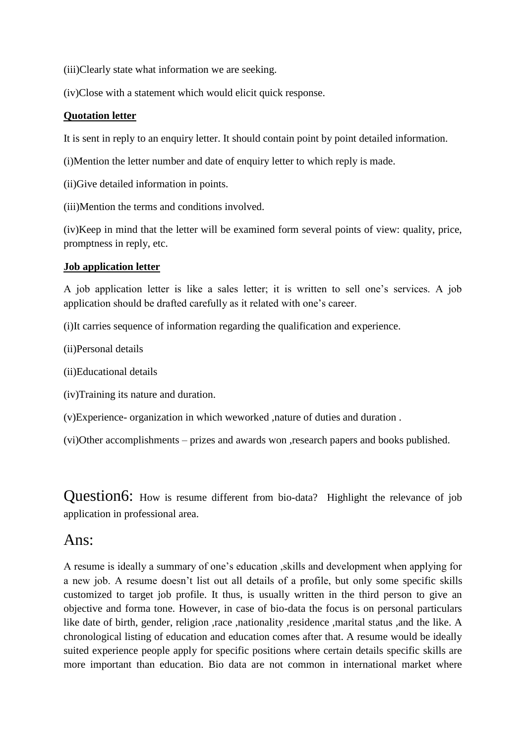(iii)Clearly state what information we are seeking.

(iv)Close with a statement which would elicit quick response.

**Quotation letter**

It is sent in reply to an enquiry letter. It should contain point by point detailed information.

(i)Mention the letter number and date of enquiry letter to which reply is made.

(ii)Give detailed information in points.

(iii)Mention the terms and conditions involved.

(iv)Keep in mind that the letter will be examined form several points of view: quality, price, promptness in reply, etc.

**Job application letter**

A job application letter is like a sales letter; it is written to sell one's services. A job application should be drafted carefully as it related with one's career.

(i)It carries sequence of information regarding the qualification and experience.

(ii)Personal details

(ii)Educational details

(iv)Training its nature and duration.

(v)Experience- organization in which weworked ,nature of duties and duration .

(vi)Other accomplishments – prizes and awards won ,research papers and books published.

## Question6: How is resume different from bio-data? Highlight the relevance of job application in professional area.

## Ans:

A resume is ideally a summary of one's education ,skills and development when applying for a new job. A resume doesn't list out all details of a profile, but only some specific skills customized to target job profile. It thus, is usually written in the third person to give an objective and forma tone. However, in case of bio-data the focus is on personal particulars like date of birth, gender, religion ,race ,nationality ,residence ,marital status ,and the like. A chronological listing of education and education comes after that. A resume would be ideally suited experience people apply for specific positions where certain details specific skills are more important than education. Bio data are not common in international market where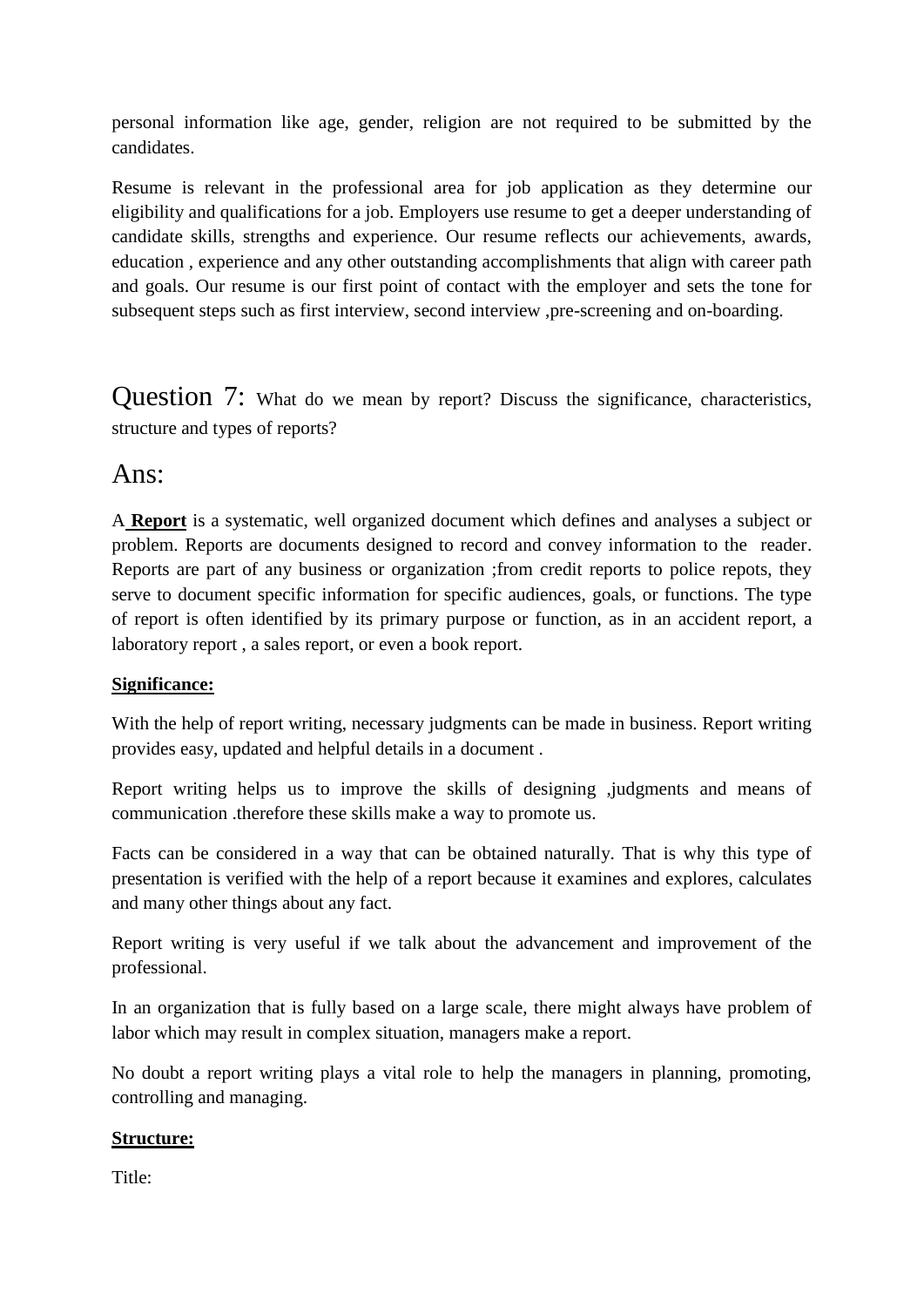personal information like age, gender, religion are not required to be submitted by the candidates.

Resume is relevant in the professional area for job application as they determine our eligibility and qualifications for a job. Employers use resume to get a deeper understanding of candidate skills, strengths and experience. Our resume reflects our achievements, awards, education , experience and any other outstanding accomplishments that align with career path and goals. Our resume is our first point of contact with the employer and sets the tone for subsequent steps such as first interview, second interview ,pre-screening and on-boarding.

## Question 7: What do we mean by report? Discuss the significance, characteristics, structure and types of reports?

## Ans:

A **Report** is a systematic, well organized document which defines and analyses a subject or problem. Reports are documents designed to record and convey information to the reader. Reports are part of any business or organization ;from credit reports to police repots, they serve to document specific information for specific audiences, goals, or functions. The type of report is often identified by its primary purpose or function, as in an accident report, a laboratory report , a sales report, or even a book report.

**Significance:**

With the help of report writing, necessary judgments can be made in business. Report writing provides easy, updated and helpful details in a document .

Report writing helps us to improve the skills of designing ,judgments and means of communication .therefore these skills make a way to promote us.

Facts can be considered in a way that can be obtained naturally. That is why this type of presentation is verified with the help of a report because it examines and explores, calculates and many other things about any fact.

Report writing is very useful if we talk about the advancement and improvement of the professional.

In an organization that is fully based on a large scale, there might always have problem of labor which may result in complex situation, managers make a report.

No doubt a report writing plays a vital role to help the managers in planning, promoting, controlling and managing.

**Structure:**

Title: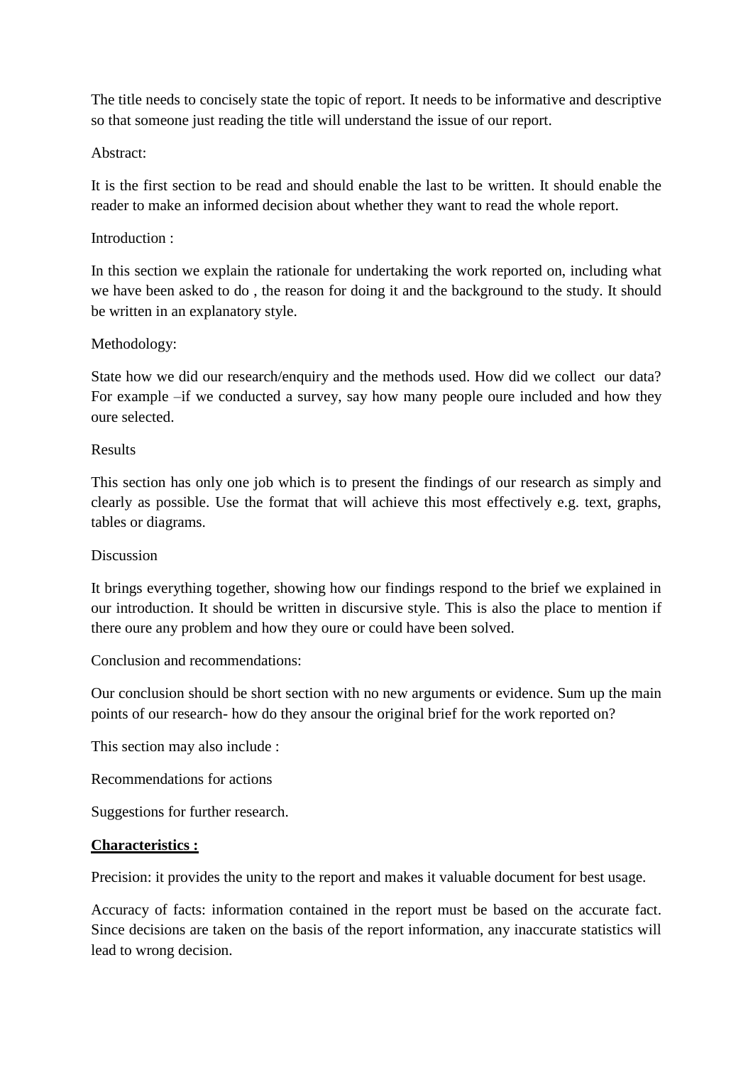The title needs to concisely state the topic of report. It needs to be informative and descriptive so that someone just reading the title will understand the issue of our report.

Abstract:

It is the first section to be read and should enable the last to be written. It should enable the reader to make an informed decision about whether they want to read the whole report.

Introduction :

In this section we explain the rationale for undertaking the work reported on, including what we have been asked to do , the reason for doing it and the background to the study. It should be written in an explanatory style.

Methodology:

State how we did our research/enquiry and the methods used. How did we collect our data? For example –if we conducted a survey, say how many people oure included and how they oure selected.

Results

This section has only one job which is to present the findings of our research as simply and clearly as possible. Use the format that will achieve this most effectively e.g. text, graphs, tables or diagrams.

Discussion

It brings everything together, showing how our findings respond to the brief we explained in our introduction. It should be written in discursive style. This is also the place to mention if there oure any problem and how they oure or could have been solved.

Conclusion and recommendations:

Our conclusion should be short section with no new arguments or evidence. Sum up the main points of our research- how do they ansour the original brief for the work reported on?

This section may also include :

Recommendations for actions

Suggestions for further research.

**Characteristics :**

Precision: it provides the unity to the report and makes it valuable document for best usage.

Accuracy of facts: information contained in the report must be based on the accurate fact. Since decisions are taken on the basis of the report information, any inaccurate statistics will lead to wrong decision.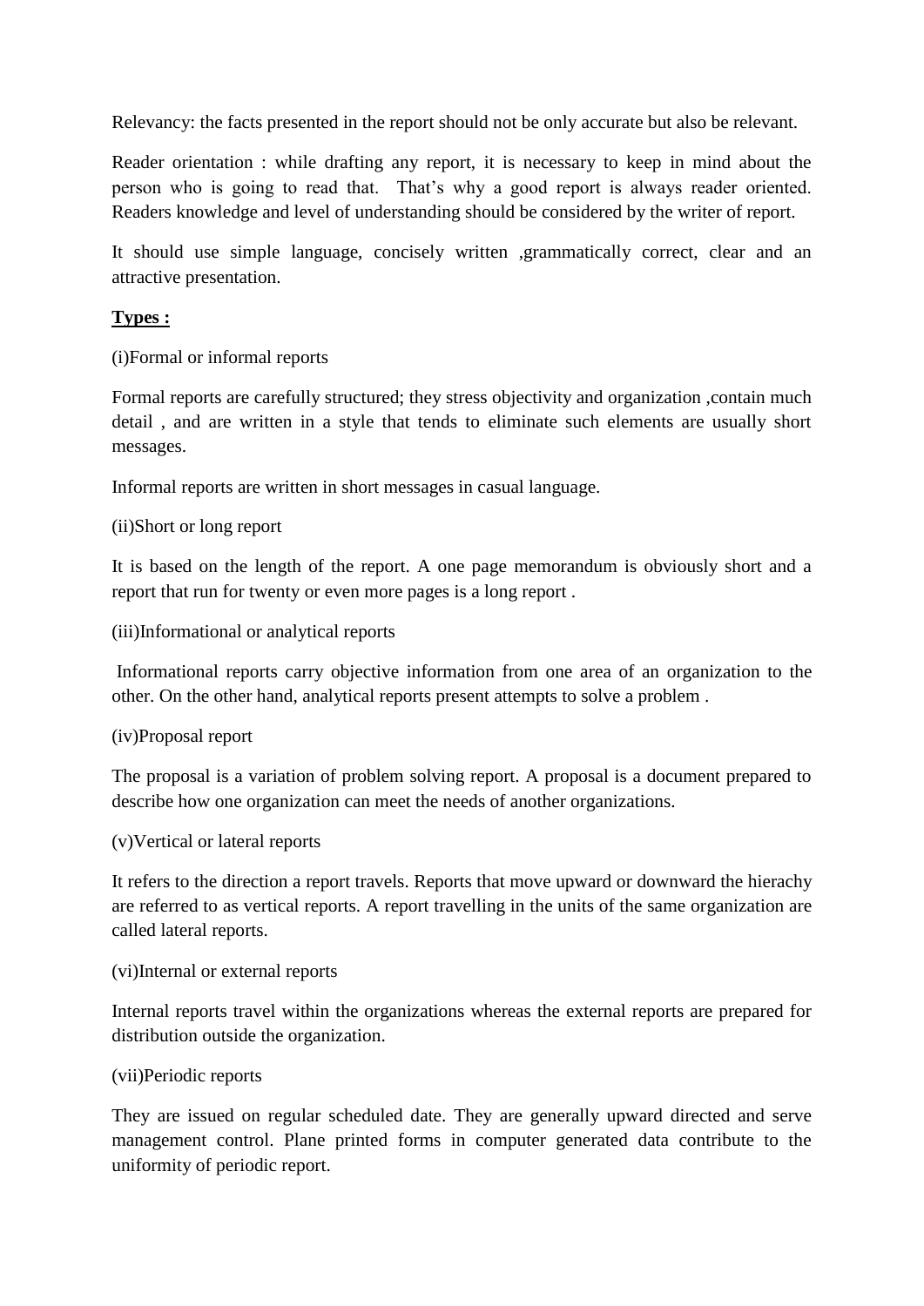Relevancy: the facts presented in the report should not be only accurate but also be relevant.

Reader orientation : while drafting any report, it is necessary to keep in mind about the person who is going to read that. That's why a good report is always reader oriented. Readers knowledge and level of understanding should be considered by the writer of report.

It should use simple language, concisely written ,grammatically correct, clear and an attractive presentation.

**Types :**

(i)Formal or informal reports

Formal reports are carefully structured; they stress objectivity and organization ,contain much detail , and are written in a style that tends to eliminate such elements are usually short messages.

Informal reports are written in short messages in casual language.

(ii)Short or long report

It is based on the length of the report. A one page memorandum is obviously short and a report that run for twenty or even more pages is a long report .

(iii)Informational or analytical reports

Informational reports carry objective information from one area of an organization to the other. On the other hand, analytical reports present attempts to solve a problem .

(iv)Proposal report

The proposal is a variation of problem solving report. A proposal is a document prepared to describe how one organization can meet the needs of another organizations.

(v)Vertical or lateral reports

It refers to the direction a report travels. Reports that move upward or downward the hierachy are referred to as vertical reports. A report travelling in the units of the same organization are called lateral reports.

(vi)Internal or external reports

Internal reports travel within the organizations whereas the external reports are prepared for distribution outside the organization.

(vii)Periodic reports

They are issued on regular scheduled date. They are generally upward directed and serve management control. Plane printed forms in computer generated data contribute to the uniformity of periodic report.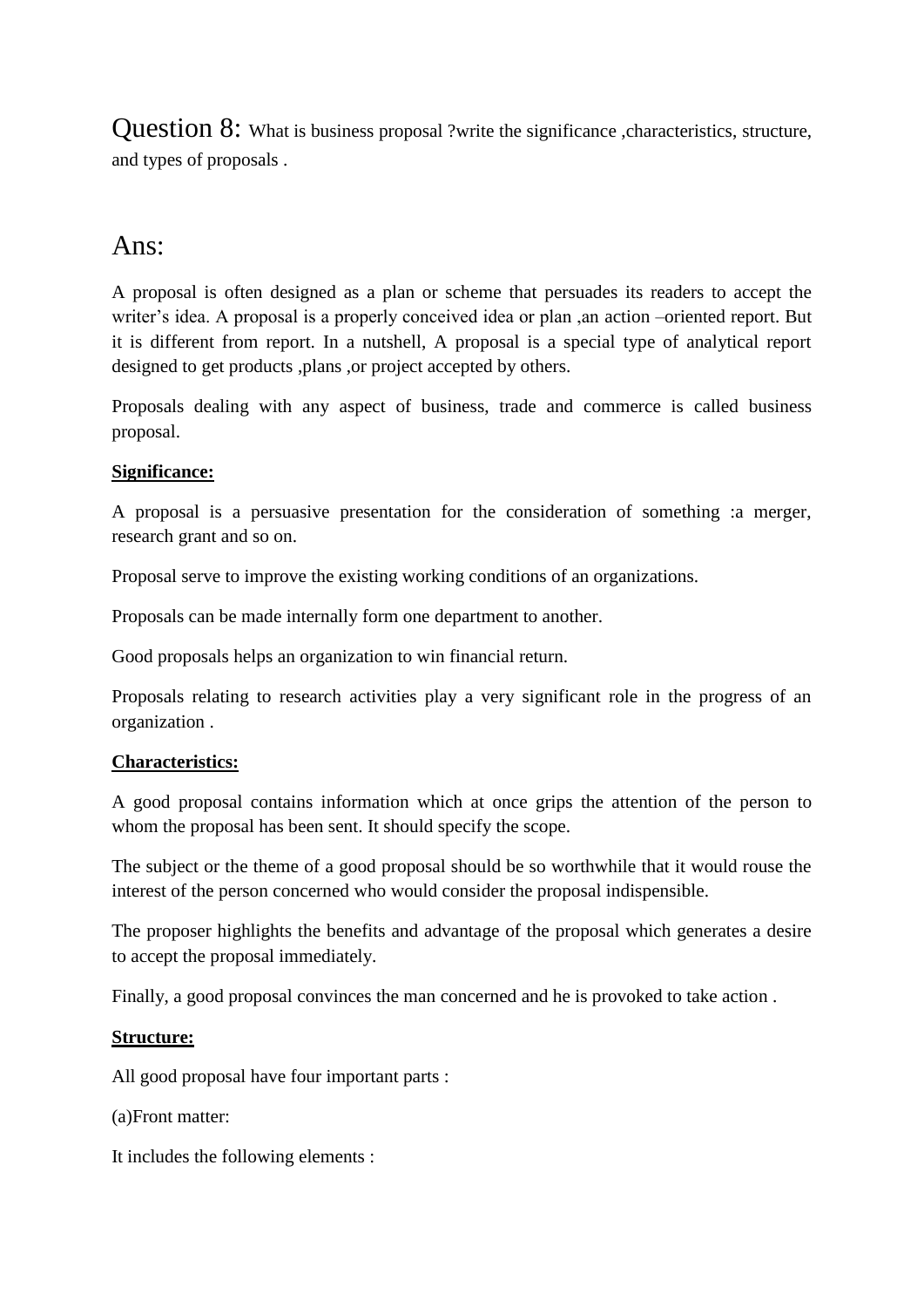Question 8: What is business proposal ?write the significance ,characteristics, structure, and types of proposals .

## Ans:

A proposal is often designed as a plan or scheme that persuades its readers to accept the writer's idea. A proposal is a properly conceived idea or plan ,an action –oriented report. But it is different from report. In a nutshell, A proposal is a special type of analytical report designed to get products ,plans ,or project accepted by others.

Proposals dealing with any aspect of business, trade and commerce is called business proposal.

**Significance:**

A proposal is a persuasive presentation for the consideration of something :a merger, research grant and so on.

Proposal serve to improve the existing working conditions of an organizations.

Proposals can be made internally form one department to another.

Good proposals helps an organization to win financial return.

Proposals relating to research activities play a very significant role in the progress of an organization .

**Characteristics:**

A good proposal contains information which at once grips the attention of the person to whom the proposal has been sent. It should specify the scope.

The subject or the theme of a good proposal should be so worthwhile that it would rouse the interest of the person concerned who would consider the proposal indispensible.

The proposer highlights the benefits and advantage of the proposal which generates a desire to accept the proposal immediately.

Finally, a good proposal convinces the man concerned and he is provoked to take action .

**Structure:**

All good proposal have four important parts :

(a)Front matter:

It includes the following elements :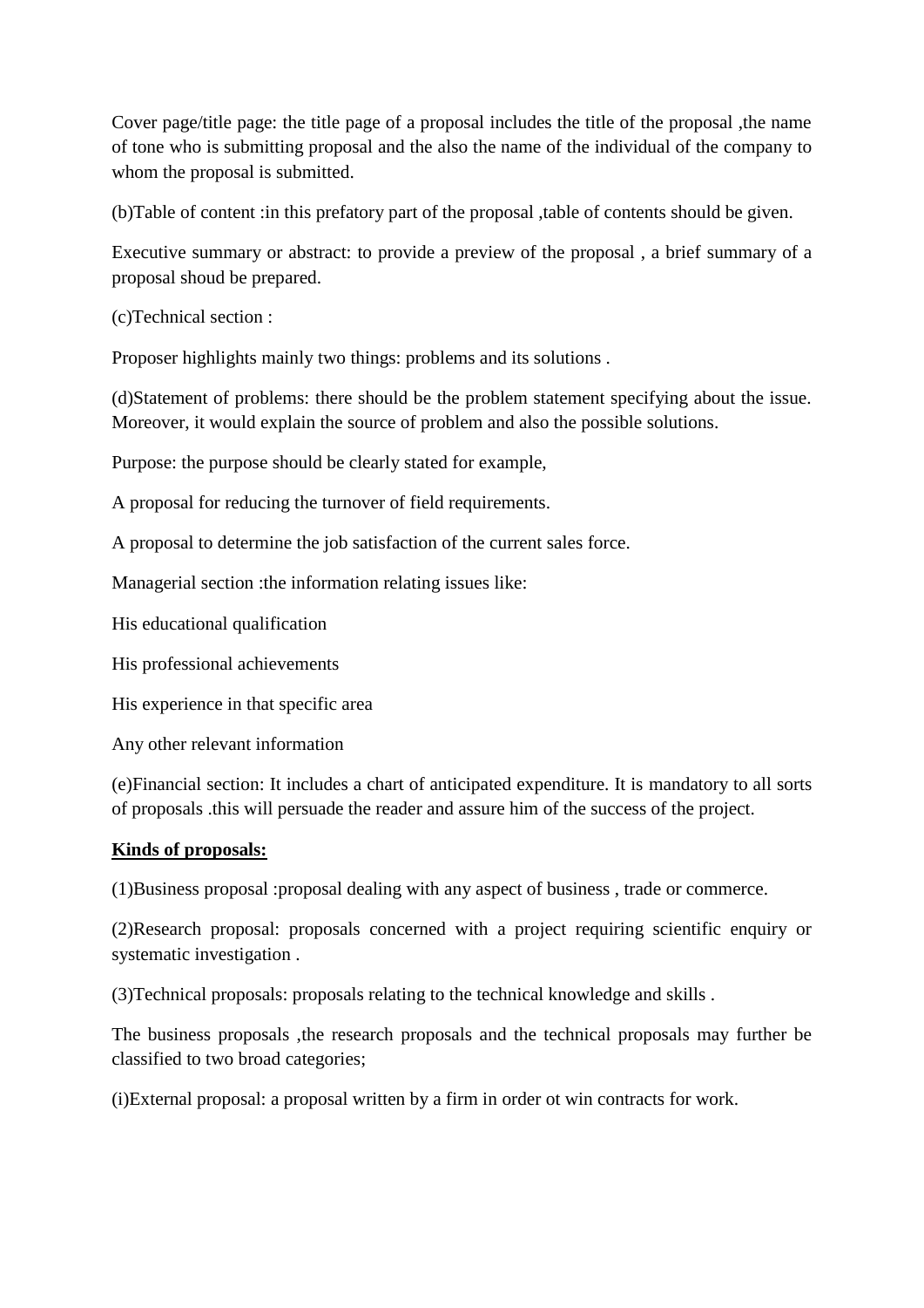Cover page/title page: the title page of a proposal includes the title of the proposal ,the name of tone who is submitting proposal and the also the name of the individual of the company to whom the proposal is submitted.

(b)Table of content :in this prefatory part of the proposal ,table of contents should be given.

Executive summary or abstract: to provide a preview of the proposal , a brief summary of a proposal shoud be prepared.

(c)Technical section :

Proposer highlights mainly two things: problems and its solutions .

(d)Statement of problems: there should be the problem statement specifying about the issue. Moreover, it would explain the source of problem and also the possible solutions.

Purpose: the purpose should be clearly stated for example,

A proposal for reducing the turnover of field requirements.

A proposal to determine the job satisfaction of the current sales force.

Managerial section :the information relating issues like:

His educational qualification

His professional achievements

His experience in that specific area

Any other relevant information

(e)Financial section: It includes a chart of anticipated expenditure. It is mandatory to all sorts of proposals .this will persuade the reader and assure him of the success of the project.

**<u>Kinds of proposals:</u>**

(1)Business proposal :proposal dealing with any aspect of business , trade or commerce.

(2)Research proposal: proposals concerned with a project requiring scientific enquiry or systematic investigation .

(3)Technical proposals: proposals relating to the technical knowledge and skills .

The business proposals ,the research proposals and the technical proposals may further be classified to two broad categories;

(i)External proposal: a proposal written by a firm in order ot win contracts for work.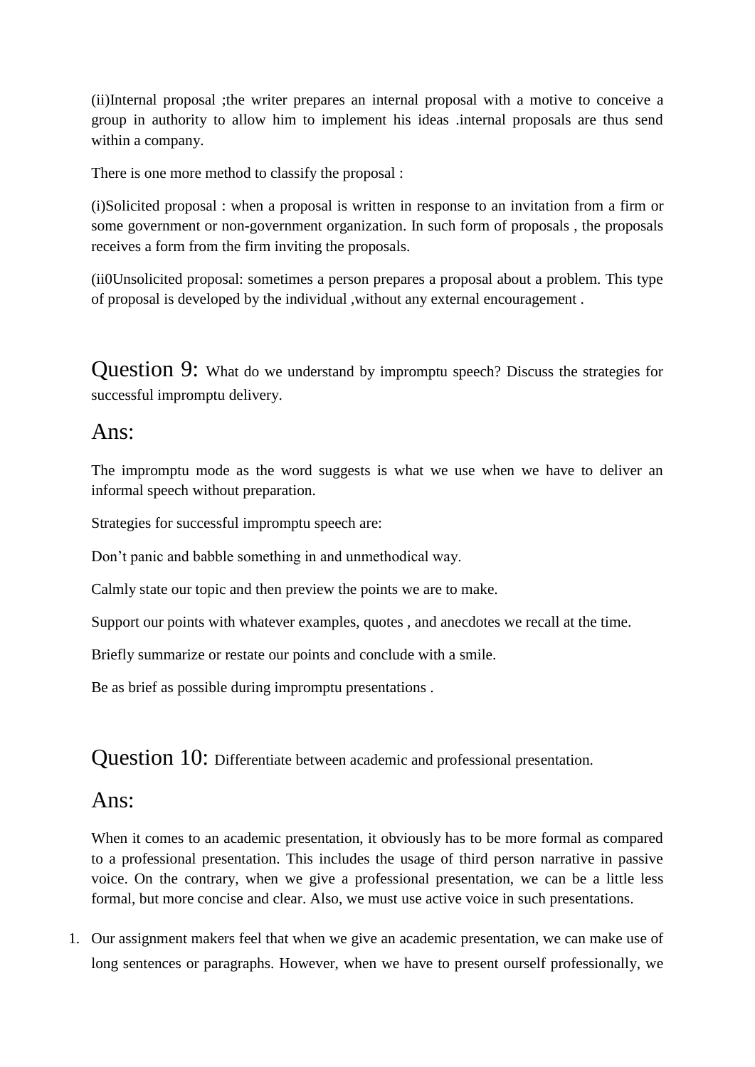(ii)Internal proposal ;the writer prepares an internal proposal with a motive to conceive a group in authority to allow him to implement his ideas .internal proposals are thus send within a company.

There is one more method to classify the proposal :

(i)Solicited proposal : when a proposal is written in response to an invitation from a firm or some government or non-government organization. In such form of proposals , the proposals receives a form from the firm inviting the proposals.

(ii0Unsolicited proposal: sometimes a person prepares a proposal about a problem. This type of proposal is developed by the individual ,without any external encouragement .

## Question 9: What do we understand by impromptu speech? Discuss the strategies for successful impromptu delivery.

## Ans:

The impromptu mode as the word suggests is what we use when we have to deliver an informal speech without preparation.

Strategies for successful impromptu speech are:

Don't panic and babble something in and unmethodical way.

Calmly state our topic and then preview the points we are to make.

Support our points with whatever examples, quotes , and anecdotes we recall at the time.

Briefly summarize or restate our points and conclude with a smile.

Be as brief as possible during impromptu presentations .

## Question 10: Differentiate between academic and professional presentation.

## Ans:

When it comes to an academic presentation, it obviously has to be more formal as compared to a professional presentation. This includes the usage of third person narrative in passive voice. On the contrary, when we give a professional presentation, we can be a little less formal, but more concise and clear. Also, we must use active voice in such presentations.

1. Our assignment makers feel that when we give an academic presentation, we can make use of long sentences or paragraphs. However, when we have to present ourself professionally, we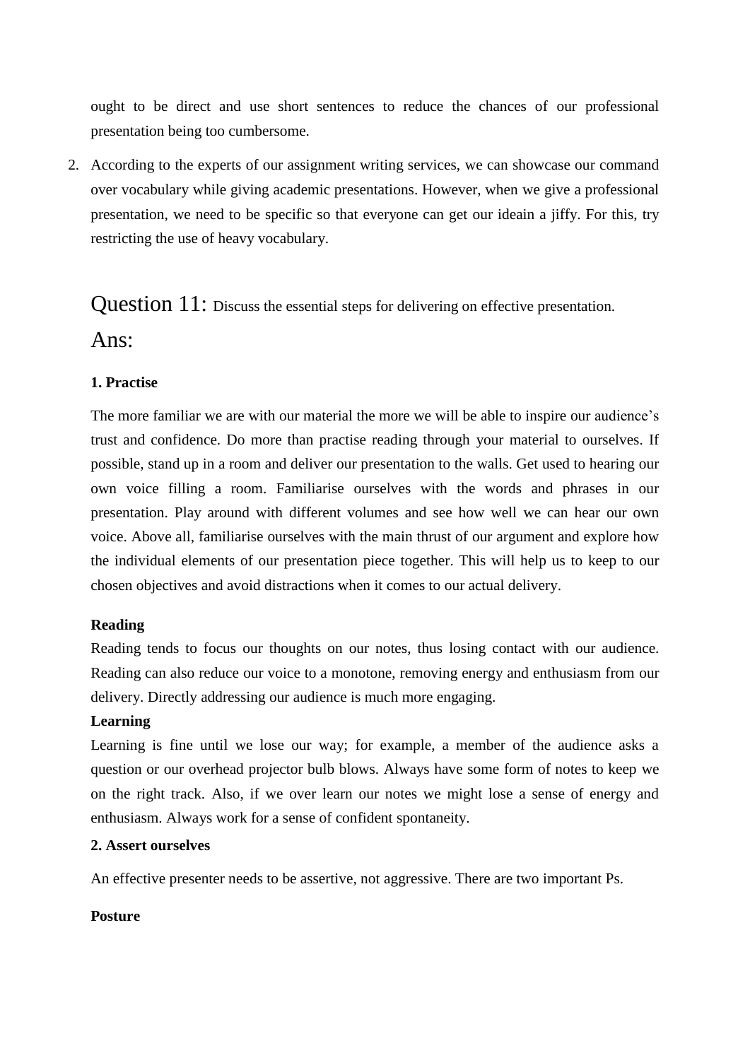ought to be direct and use short sentences to reduce the chances of our professional presentation being too cumbersome.

2. According to the experts of our assignment writing services, we can showcase our command over vocabulary while giving academic presentations. However, when we give a professional presentation, we need to be specific so that everyone can get our ideain a jiffy. For this, try restricting the use of heavy vocabulary.

## Question 11: Discuss the essential steps for delivering on effective presentation.

## Ans:

**1. Practise**

The more familiar we are with our material the more we will be able to inspire our audience's trust and confidence. Do more than practise reading through your material to ourselves. If possible, stand up in a room and deliver our presentation to the walls. Get used to hearing our own voice filling a room. Familiarise ourselves with the words and phrases in our presentation. Play around with different volumes and see how well we can hear our own voice. Above all, familiarise ourselves with the main thrust of our argument and explore how the individual elements of our presentation piece together. This will help us to keep to our chosen objectives and avoid distractions when it comes to our actual delivery.

**Reading**

Reading tends to focus our thoughts on our notes, thus losing contact with our audience. Reading can also reduce our voice to a monotone, removing energy and enthusiasm from our delivery. Directly addressing our audience is much more engaging.

**Learning**

Learning is fine until we lose our way; for example, a member of the audience asks a question or our overhead projector bulb blows. Always have some form of notes to keep we on the right track. Also, if we over learn our notes we might lose a sense of energy and enthusiasm. Always work for a sense of confident spontaneity.

**2. Assert ourselves**

An effective presenter needs to be assertive, not aggressive. There are two important Ps.

**Posture**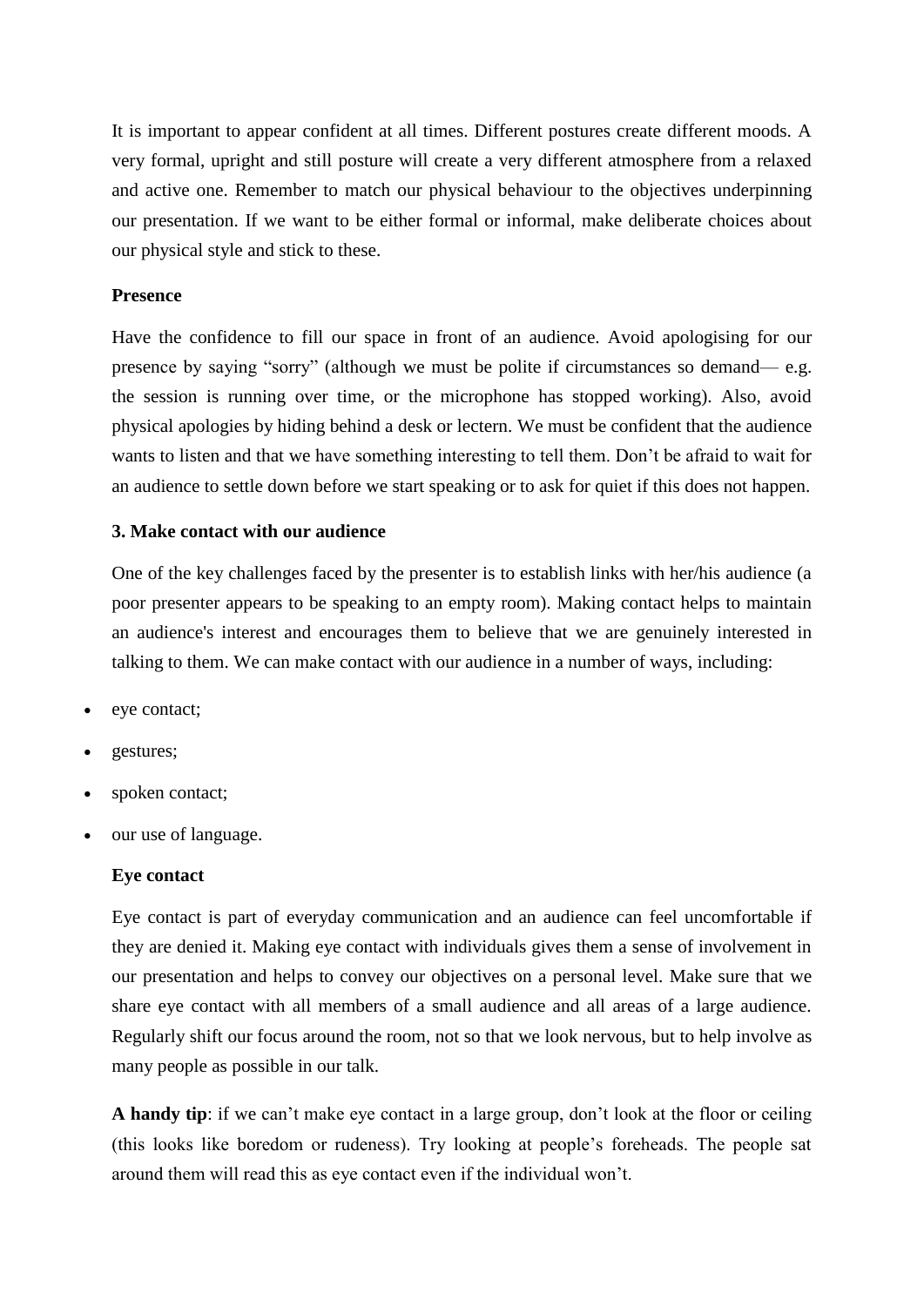It is important to appear confident at all times. Different postures create different moods. A very formal, upright and still posture will create a very different atmosphere from a relaxed and active one. Remember to match our physical behaviour to the objectives underpinning our presentation. If we want to be either formal or informal, make deliberate choices about our physical style and stick to these.

**Presence**

Have the confidence to fill our space in front of an audience. Avoid apologising for our presence by saying "sorry" (although we must be polite if circumstances so demand— e.g. the session is running over time, or the microphone has stopped working). Also, avoid physical apologies by hiding behind a desk or lectern. We must be confident that the audience wants to listen and that we have something interesting to tell them. Don't be afraid to wait for an audience to settle down before we start speaking or to ask for quiet if this does not happen.

**3. Make contact with our audience**

One of the key challenges faced by the presenter is to establish links with her/his audience (a poor presenter appears to be speaking to an empty room). Making contact helps to maintain an audience's interest and encourages them to believe that we are genuinely interested in talking to them. We can make contact with our audience in a number of ways, including:

- eye contact;
- gestures;
- spoken contact;
- our use of language.

**Eye contact**

Eye contact is part of everyday communication and an audience can feel uncomfortable if they are denied it. Making eye contact with individuals gives them a sense of involvement in our presentation and helps to convey our objectives on a personal level. Make sure that we share eye contact with all members of a small audience and all areas of a large audience. Regularly shift our focus around the room, not so that we look nervous, but to help involve as many people as possible in our talk.

**A handy tip**: if we can't make eye contact in a large group, don't look at the floor or ceiling (this looks like boredom or rudeness). Try looking at people's foreheads. The people sat around them will read this as eye contact even if the individual won't.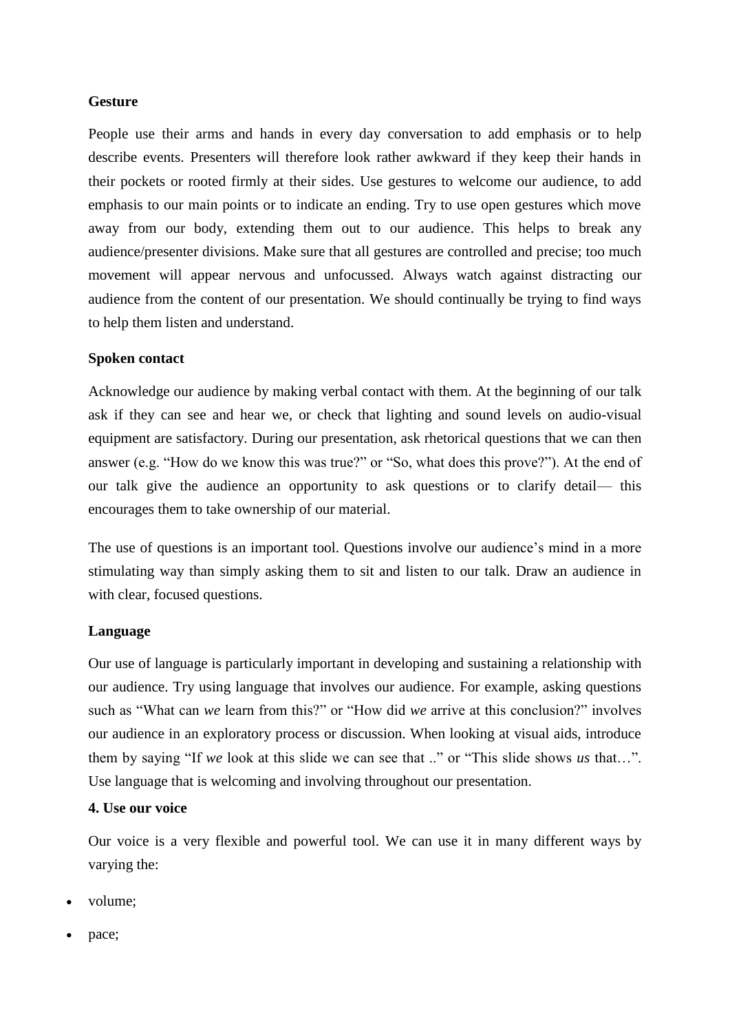**Gesture**

People use their arms and hands in every day conversation to add emphasis or to help describe events. Presenters will therefore look rather awkward if they keep their hands in their pockets or rooted firmly at their sides. Use gestures to welcome our audience, to add emphasis to our main points or to indicate an ending. Try to use open gestures which move away from our body, extending them out to our audience. This helps to break any audience/presenter divisions. Make sure that all gestures are controlled and precise; too much movement will appear nervous and unfocussed. Always watch against distracting our audience from the content of our presentation. We should continually be trying to find ways to help them listen and understand.

**Spoken contact**

Acknowledge our audience by making verbal contact with them. At the beginning of our talk ask if they can see and hear we, or check that lighting and sound levels on audio-visual equipment are satisfactory. During our presentation, ask rhetorical questions that we can then answer (e.g. "How do we know this was true?" or "So, what does this prove?"). At the end of our talk give the audience an opportunity to ask questions or to clarify detail— this encourages them to take ownership of our material.

The use of questions is an important tool. Questions involve our audience's mind in a more stimulating way than simply asking them to sit and listen to our talk. Draw an audience in with clear, focused questions.

**Language**

Our use of language is particularly important in developing and sustaining a relationship with our audience. Try using language that involves our audience. For example, asking questions such as "What can *we* learn from this?" or "How did *we* arrive at this conclusion?" involves our audience in an exploratory process or discussion. When looking at visual aids, introduce them by saying "If *we* look at this slide we can see that .." or "This slide shows *us* that…". Use language that is welcoming and involving throughout our presentation.

**4. Use our voice**

Our voice is a very flexible and powerful tool. We can use it in many different ways by varying the:

- volume;
- pace;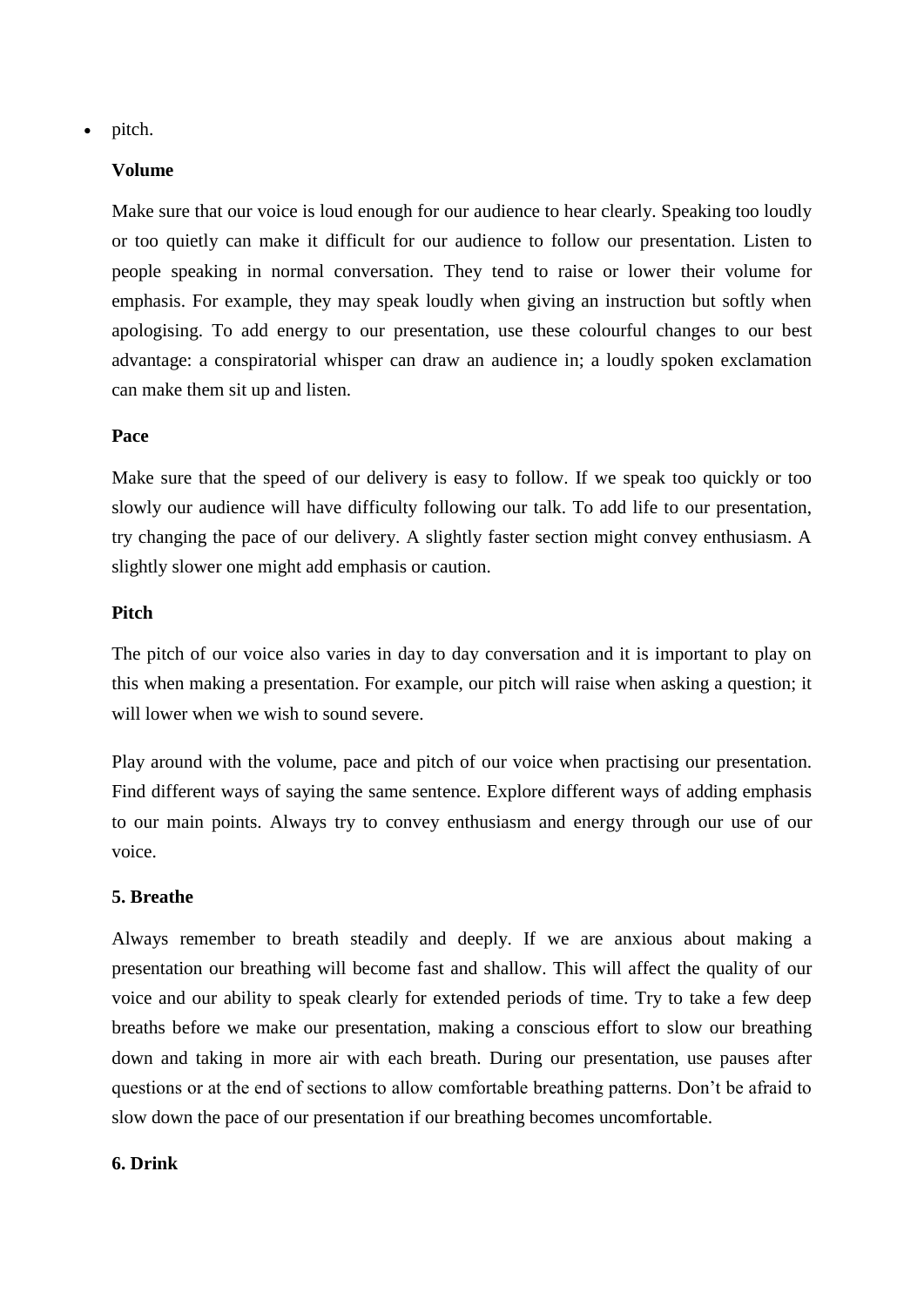- pitch.

**Volume**

Make sure that our voice is loud enough for our audience to hear clearly. Speaking too loudly or too quietly can make it difficult for our audience to follow our presentation. Listen to people speaking in normal conversation. They tend to raise or lower their volume for emphasis. For example, they may speak loudly when giving an instruction but softly when apologising. To add energy to our presentation, use these colourful changes to our best advantage: a conspiratorial whisper can draw an audience in; a loudly spoken exclamation can make them sit up and listen.

**Pace**

Make sure that the speed of our delivery is easy to follow. If we speak too quickly or too slowly our audience will have difficulty following our talk. To add life to our presentation, try changing the pace of our delivery. A slightly faster section might convey enthusiasm. A slightly slower one might add emphasis or caution.

**Pitch**

The pitch of our voice also varies in day to day conversation and it is important to play on this when making a presentation. For example, our pitch will raise when asking a question; it will lower when we wish to sound severe.

Play around with the volume, pace and pitch of our voice when practising our presentation. Find different ways of saying the same sentence. Explore different ways of adding emphasis to our main points. Always try to convey enthusiasm and energy through our use of our voice.

**5. Breathe**

Always remember to breath steadily and deeply. If we are anxious about making a presentation our breathing will become fast and shallow. This will affect the quality of our voice and our ability to speak clearly for extended periods of time. Try to take a few deep breaths before we make our presentation, making a conscious effort to slow our breathing down and taking in more air with each breath. During our presentation, use pauses after questions or at the end of sections to allow comfortable breathing patterns. Don't be afraid to slow down the pace of our presentation if our breathing becomes uncomfortable.

**6. Drink**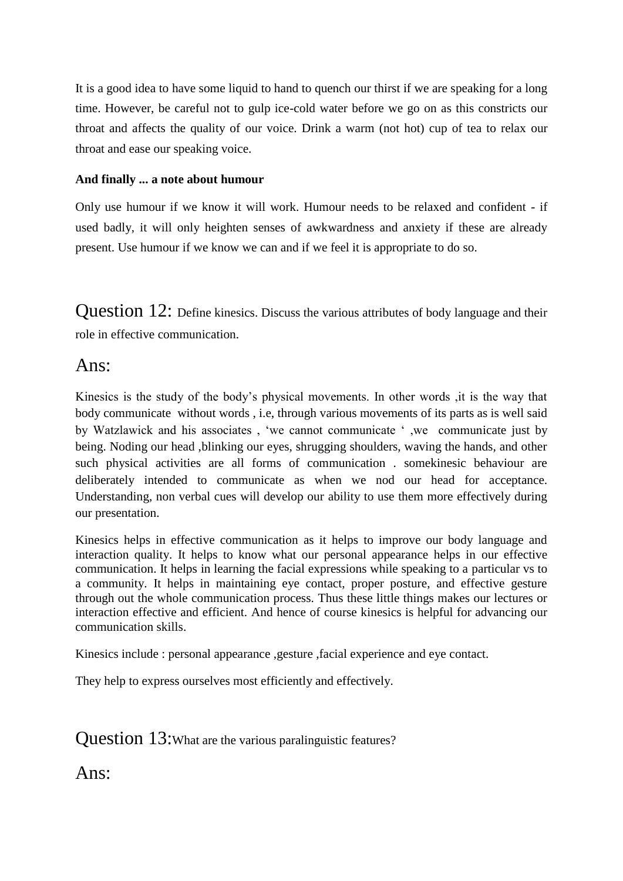It is a good idea to have some liquid to hand to quench our thirst if we are speaking for a long time. However, be careful not to gulp ice-cold water before we go on as this constricts our throat and affects the quality of our voice. Drink a warm (not hot) cup of tea to relax our throat and ease our speaking voice.

**And finally ... a note about humour**

Only use humour if we know it will work. Humour needs to be relaxed and confident - if used badly, it will only heighten senses of awkwardness and anxiety if these are already present. Use humour if we know we can and if we feel it is appropriate to do so.

## Question 12: Define kinesics. Discuss the various attributes of body language and their role in effective communication.

## Ans:

Kinesics is the study of the body's physical movements. In other words ,it is the way that body communicate without words , i.e, through various movements of its parts as is well said by Watzlawick and his associates , 'we cannot communicate ' ,we communicate just by being. Noding our head ,blinking our eyes, shrugging shoulders, waving the hands, and other such physical activities are all forms of communication . somekinesic behaviour are deliberately intended to communicate as when we nod our head for acceptance. Understanding, non verbal cues will develop our ability to use them more effectively during our presentation.

Kinesics helps in effective communication as it helps to improve our body language and interaction quality. It helps to know what our personal appearance helps in our effective communication. It helps in learning the facial expressions while speaking to a particular vs to a community. It helps in maintaining eye contact, proper posture, and effective gesture through out the whole communication process. Thus these little things makes our lectures or interaction effective and efficient. And hence of course kinesics is helpful for advancing our communication skills.

Kinesics include : personal appearance ,gesture ,facial experience and eye contact.

They help to express ourselves most efficiently and effectively.

## Question 13:What are the various paralinguistic features?

## Ans: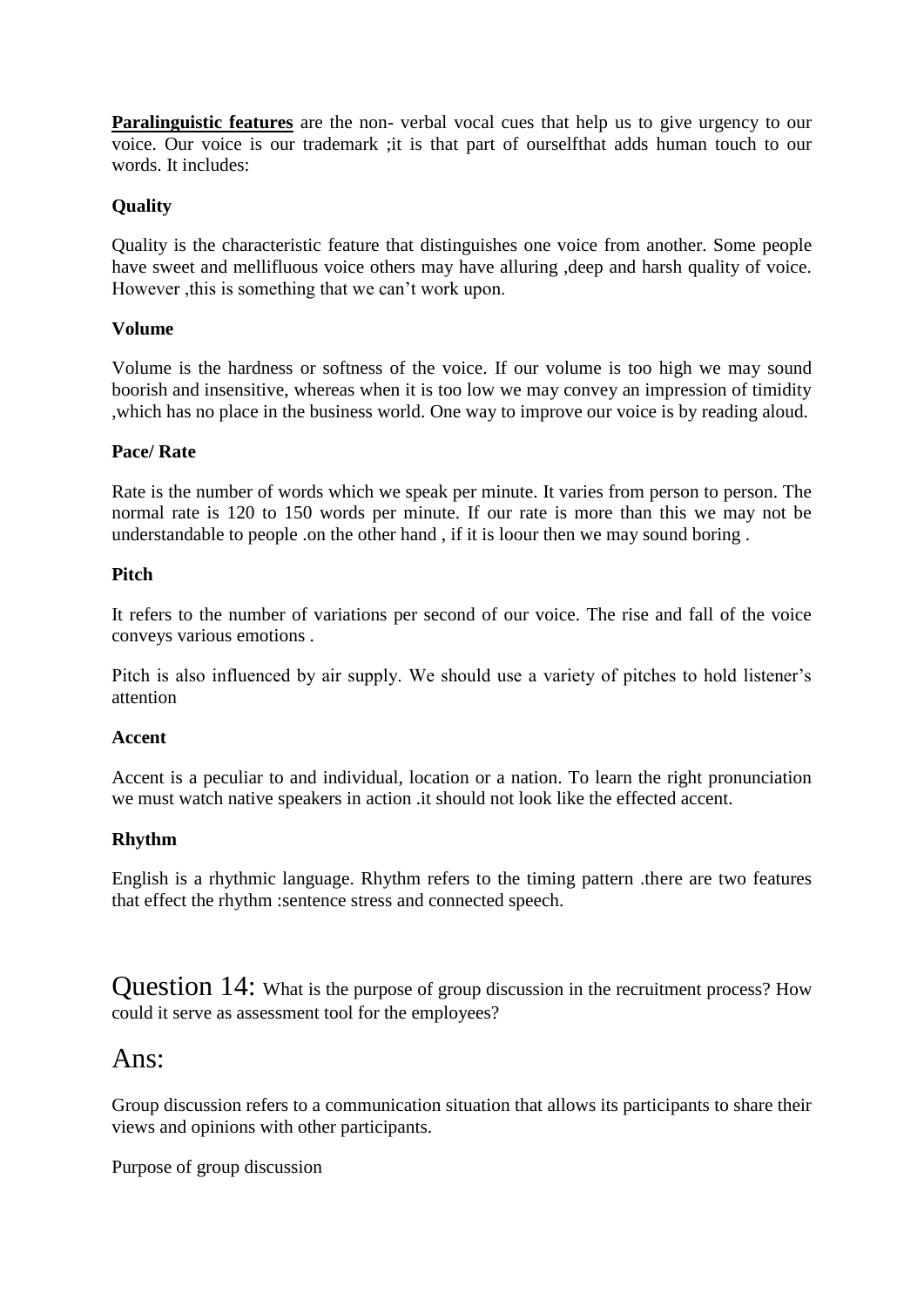**Paralinguistic features** are the non- verbal vocal cues that help us to give urgency to our voice. Our voice is our trademark ;it is that part of ourselfthat adds human touch to our words. It includes:

**Quality**

Quality is the characteristic feature that distinguishes one voice from another. Some people have sweet and mellifluous voice others may have alluring ,deep and harsh quality of voice. However ,this is something that we can't work upon.

**Volume**

Volume is the hardness or softness of the voice. If our volume is too high we may sound boorish and insensitive, whereas when it is too low we may convey an impression of timidity ,which has no place in the business world. One way to improve our voice is by reading aloud.

**Pace/ Rate**

Rate is the number of words which we speak per minute. It varies from person to person. The normal rate is 120 to 150 words per minute. If our rate is more than this we may not be understandable to people .on the other hand , if it is loour then we may sound boring .

**Pitch**

It refers to the number of variations per second of our voice. The rise and fall of the voice conveys various emotions .

Pitch is also influenced by air supply. We should use a variety of pitches to hold listener's attention

**Accent**

Accent is a peculiar to and individual, location or a nation. To learn the right pronunciation we must watch native speakers in action .it should not look like the effected accent.

**Rhythm**

English is a rhythmic language. Rhythm refers to the timing pattern .there are two features that effect the rhythm :sentence stress and connected speech.

## Question 14: What is the purpose of group discussion in the recruitment process? How could it serve as assessment tool for the employees?

## Ans:

Group discussion refers to a communication situation that allows its participants to share their views and opinions with other participants.

Purpose of group discussion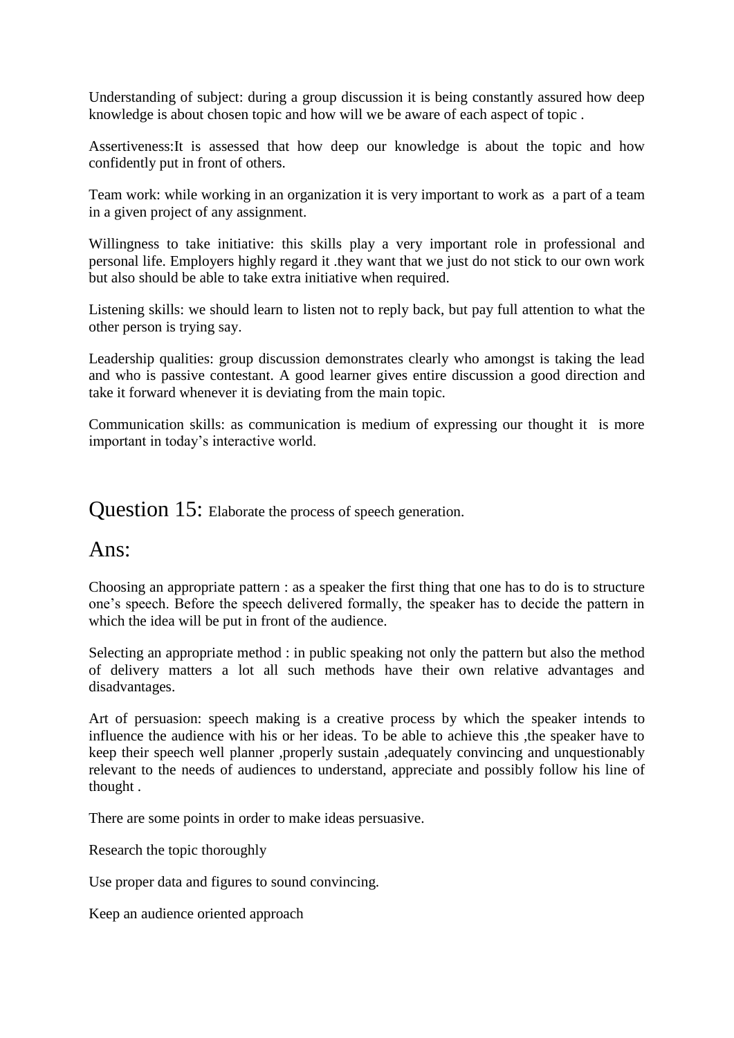Understanding of subject: during a group discussion it is being constantly assured how deep knowledge is about chosen topic and how will we be aware of each aspect of topic .

Assertiveness:It is assessed that how deep our knowledge is about the topic and how confidently put in front of others.

Team work: while working in an organization it is very important to work as a part of a team in a given project of any assignment.

Willingness to take initiative: this skills play a very important role in professional and personal life. Employers highly regard it .they want that we just do not stick to our own work but also should be able to take extra initiative when required.

Listening skills: we should learn to listen not to reply back, but pay full attention to what the other person is trying say.

Leadership qualities: group discussion demonstrates clearly who amongst is taking the lead and who is passive contestant. A good learner gives entire discussion a good direction and take it forward whenever it is deviating from the main topic.

Communication skills: as communication is medium of expressing our thought it is more important in today's interactive world.

## Question 15: Elaborate the process of speech generation.

## Ans:

Choosing an appropriate pattern : as a speaker the first thing that one has to do is to structure one's speech. Before the speech delivered formally, the speaker has to decide the pattern in which the idea will be put in front of the audience.

Selecting an appropriate method : in public speaking not only the pattern but also the method of delivery matters a lot all such methods have their own relative advantages and disadvantages.

Art of persuasion: speech making is a creative process by which the speaker intends to influence the audience with his or her ideas. To be able to achieve this ,the speaker have to keep their speech well planner ,properly sustain ,adequately convincing and unquestionably relevant to the needs of audiences to understand, appreciate and possibly follow his line of thought .

There are some points in order to make ideas persuasive.

Research the topic thoroughly

Use proper data and figures to sound convincing.

Keep an audience oriented approach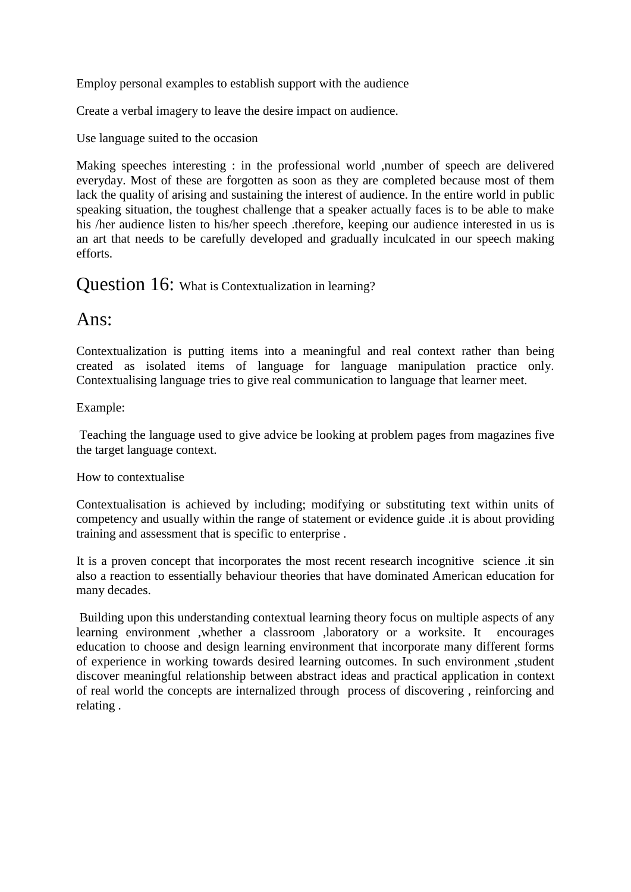Employ personal examples to establish support with the audience

Create a verbal imagery to leave the desire impact on audience.

Use language suited to the occasion

Making speeches interesting : in the professional world ,number of speech are delivered everyday. Most of these are forgotten as soon as they are completed because most of them lack the quality of arising and sustaining the interest of audience. In the entire world in public speaking situation, the toughest challenge that a speaker actually faces is to be able to make his /her audience listen to his/her speech .therefore, keeping our audience interested in us is an art that needs to be carefully developed and gradually inculcated in our speech making efforts.

## Question 16: What is Contextualization in learning?

## Ans:

Contextualization is putting items into a meaningful and real context rather than being created as isolated items of language for language manipulation practice only. Contextualising language tries to give real communication to language that learner meet.

Example:

Teaching the language used to give advice be looking at problem pages from magazines five the target language context.

How to contextualise

Contextualisation is achieved by including; modifying or substituting text within units of competency and usually within the range of statement or evidence guide .it is about providing training and assessment that is specific to enterprise .

It is a proven concept that incorporates the most recent research incognitive science .it sin also a reaction to essentially behaviour theories that have dominated American education for many decades.

Building upon this understanding contextual learning theory focus on multiple aspects of any learning environment ,whether a classroom ,laboratory or a worksite. It encourages education to choose and design learning environment that incorporate many different forms of experience in working towards desired learning outcomes. In such environment ,student discover meaningful relationship between abstract ideas and practical application in context of real world the concepts are internalized through process of discovering , reinforcing and relating .